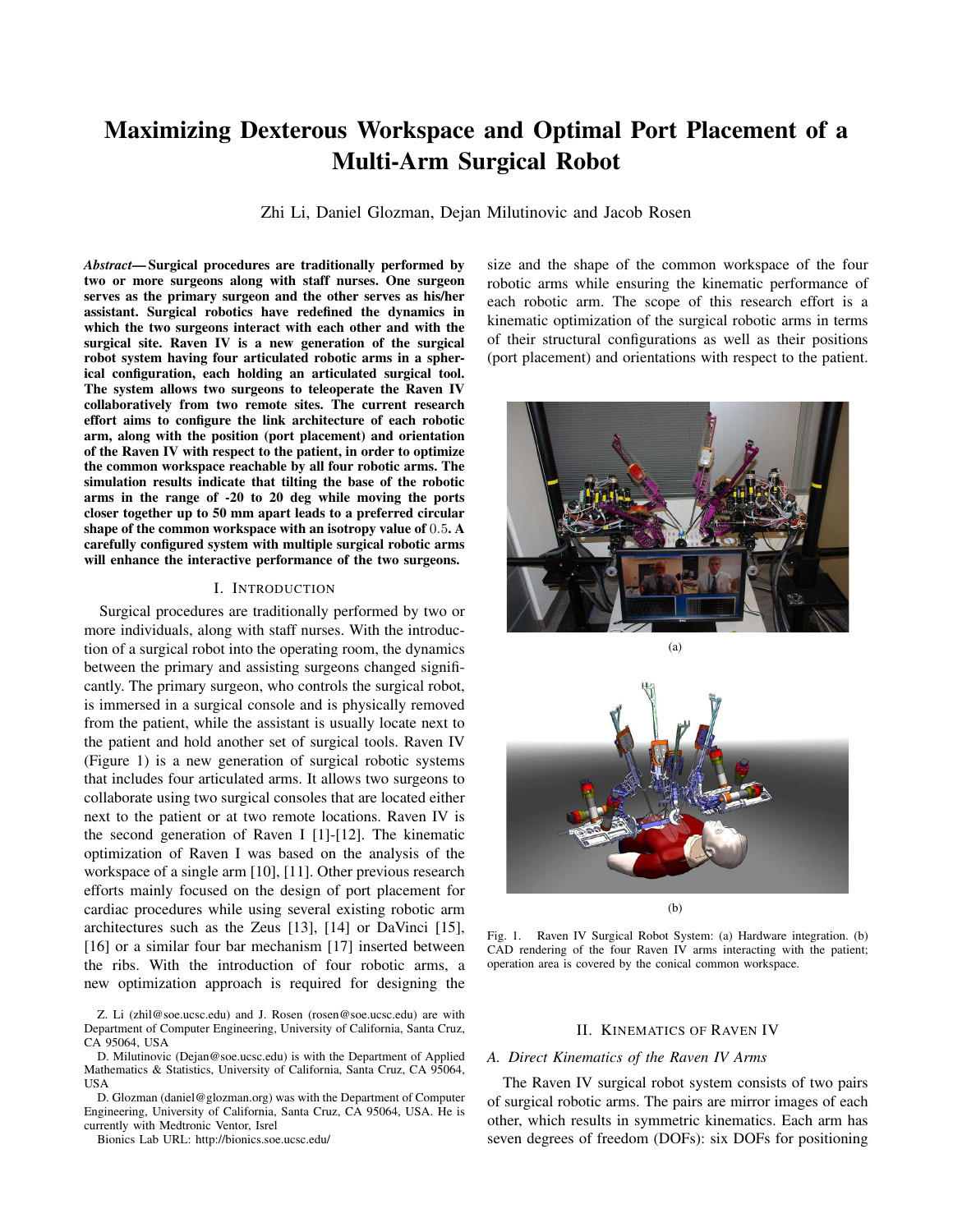# Maximizing Dexterous Workspace and Optimal Port Placement of a Multi-Arm Surgical Robot

Zhi Li, Daniel Glozman, Dejan Milutinovic and Jacob Rosen

***Abstract*— Surgical procedures are traditionally performed by two or more surgeons along with staff nurses. One surgeon serves as the primary surgeon and the other serves as his/her assistant. Surgical robotics have redefined the dynamics in which the two surgeons interact with each other and with the surgical site. Raven IV is a new generation of the surgical robot system having four articulated robotic arms in a spherical configuration, each holding an articulated surgical tool. The system allows two surgeons to teleoperate the Raven IV collaboratively from two remote sites. The current research effort aims to configure the link architecture of each robotic arm, along with the position (port placement) and orientation of the Raven IV with respect to the patient, in order to optimize the common workspace reachable by all four robotic arms. The simulation results indicate that tilting the base of the robotic arms in the range of -20 to 20 deg while moving the ports closer together up to 50 mm apart leads to a preferred circular shape of the common workspace with an isotropy value of $0.5$. A carefully configured system with multiple surgical robotic arms will enhance the interactive performance of the two surgeons.**

## I. Introduction

Surgical procedures are traditionally performed by two or more individuals, along with staff nurses. With the introduction of a surgical robot into the operating room, the dynamics between the primary and assisting surgeons changed significantly. The primary surgeon, who controls the surgical robot, is immersed in a surgical console and is physically removed from the patient, while the assistant is usually locate next to the patient and hold another set of surgical tools. Raven IV (Figure 1) is a new generation of surgical robotic systems that includes four articulated arms. It allows two surgeons to collaborate using two surgical consoles that are located either next to the patient or at two remote locations. Raven IV is the second generation of Raven I [1]-[12]. The kinematic optimization of Raven I was based on the analysis of the workspace of a single arm [10], [11]. Other previous research efforts mainly focused on the design of port placement for cardiac procedures while using several existing robotic arm architectures such as the Zeus [13], [14] or DaVinci [15], [16] or a similar four bar mechanism [17] inserted between the ribs. With the introduction of four robotic arms, a new optimization approach is required for designing the size and the shape of the common workspace of the four robotic arms while ensuring the kinematic performance of each robotic arm. The scope of this research effort is a kinematic optimization of the surgical robotic arms in terms of their structural configurations as well as their positions (port placement) and orientations with respect to the patient.

(a)

(b)

Fig. 1. Raven IV Surgical Robot System: (a) Hardware integration. (b) CAD rendering of the four Raven IV arms interacting with the patient; operation area is covered by the conical common workspace.

Z. Li (zhil@soe.ucsc.edu) and J. Rosen (rosen@soe.ucsc.edu) are with Department of Computer Engineering, University of California, Santa Cruz, CA 95064, USA

D. Milutinovic (Dejan@soe.ucsc.edu) is with the Department of Applied Mathematics & Statistics, University of California, Santa Cruz, CA 95064, USA

D. Glozman (daniel@glozman.org) was with the Department of Computer Engineering, University of California, Santa Cruz, CA 95064, USA. He is currently with Medtronic Ventor, Isrel

Bionics Lab URL: http://bionics.soe.ucsc.edu/

## II. Kinematics of Raven IV

### A. Direct Kinematics of the Raven IV Arms

The Raven IV surgical robot system consists of two pairs of surgical robotic arms. The pairs are mirror images of each other, which results in symmetric kinematics. Each arm has seven degrees of freedom (DOFs): six DOFs for positioning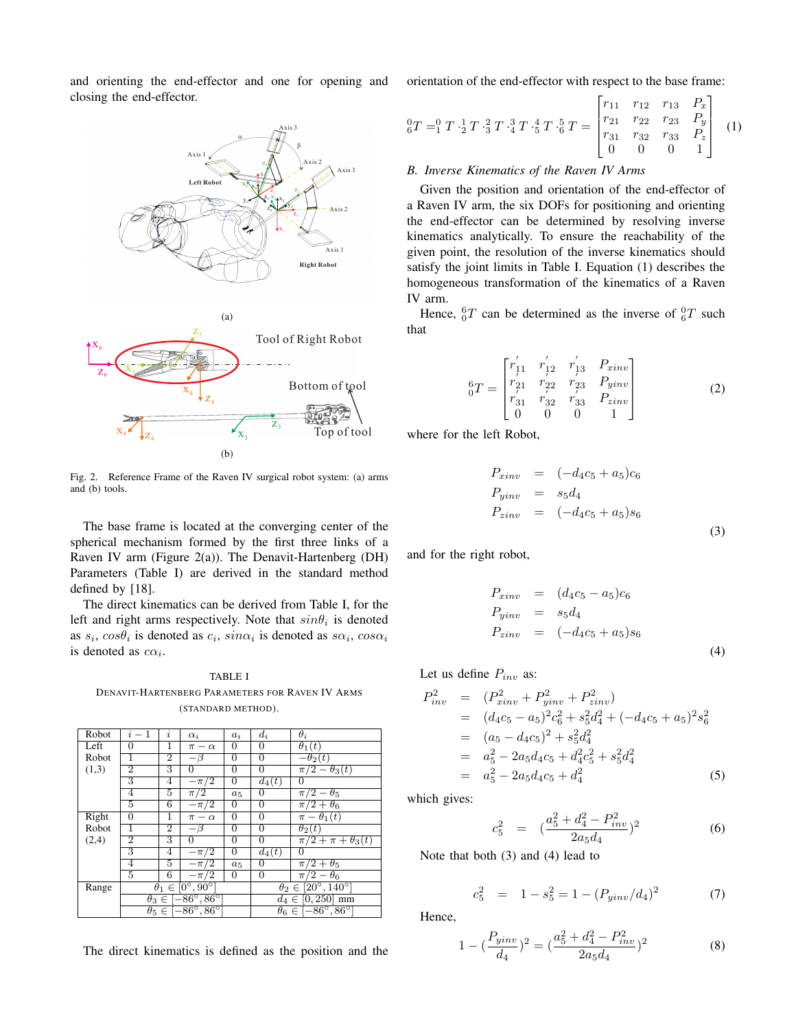and orienting the end-effector and one for opening and closing the end-effector.

Fig. 2. Reference Frame of the Raven IV surgical robot system: (a) arms and (b) tools.

The base frame is located at the converging center of the spherical mechanism formed by the first three links of a Raven IV arm (Figure 2(a)). The Denavit-Hartenberg (DH) Parameters (Table I) are derived in the standard method defined by [18].

The direct kinematics can be derived from Table I, for the left and right arms respectively. Note that $sin\theta_i$ is denoted as $s_i$, $cos\theta_i$ is denoted as $c_i$, $sin\alpha_i$ is denoted as $s\alpha_i$, $cos\alpha_i$ is denoted as $c\alpha_i$.

TABLE I

DENAVIT-HARTENBERG PARAMETERS FOR RAVEN IV ARMS (STANDARD METHOD).

| Robot | $i-1$ | $i$ | $\alpha_i$ | $a_i$ | $d_i$ | $\theta_i$ |
|---|---|---|---|---|---|---|
| Left Robot (1,3) | 0 | 1 | $\pi - \alpha$ | 0 | 0 | $\theta_1(t)$ |
| | 1 | 2 | $-\beta$ | 0 | 0 | $-\theta_2(t)$ |
| | 2 | 3 | 0 | 0 | 0 | $\pi/2 - \theta_3(t)$ |
| | 3 | 4 | $-\pi/2$ | 0 | $d_4(t)$ | 0 |
| | 4 | 5 | $\pi/2$ | $a_5$ | 0 | $\pi/2 - \theta_5$ |
| | 5 | 6 | $-\pi/2$ | 0 | 0 | $\pi/2 + \theta_6$ |
| Right Robot (2,4) | 0 | 1 | $\pi - \alpha$ | 0 | 0 | $\pi - \theta_1(t)$ |
| | 1 | 2 | $-\beta$ | 0 | 0 | $\theta_2(t)$ |
| | 2 | 3 | 0 | 0 | 0 | $\pi/2 + \pi + \theta_3(t)$ |
| | 3 | 4 | $-\pi/2$ | 0 | $d_4(t)$ | 0 |
| | 4 | 5 | $-\pi/2$ | $a_5$ | 0 | $\pi/2 + \theta_5$ |
| | 5 | 6 | $-\pi/2$ | 0 | 0 | $\pi/2 - \theta_6$ |
| Range | $\theta_1 \in [0°, 90°]$ | | | $\theta_2 \in [20°, 140°]$ | | |
| | $\theta_3 \in [-86°, 86°]$ | | | $d_4 \in [0, 250]$ mm | | |
| | $\theta_5 \in [-86°, 86°]$ | | | $\theta_6 \in [-86°, 86°]$ | | |

The direct kinematics is defined as the position and the orientation of the end-effector with respect to the base frame:

$$ {}^0_6T = {}^0_1T \cdot {}^1_2T \cdot {}^2_3T \cdot {}^3_4T \cdot {}^4_5T \cdot {}^5_6T = \begin{bmatrix} r_{11} & r_{12} & r_{13} & P_x \\ r_{21} & r_{22} & r_{23} & P_y \\ r_{31} & r_{32} & r_{33} & P_z \\ 0 & 0 & 0 & 1 \end{bmatrix} \quad (1) $$

### B. Inverse Kinematics of the Raven IV Arms

Given the position and orientation of the end-effector of a Raven IV arm, the six DOFs for positioning and orienting the end-effector can be determined by resolving inverse kinematics analytically. To ensure the reachability of the given point, the resolution of the inverse kinematics should satisfy the joint limits in Table I. Equation (1) describes the homogeneous transformation of the kinematics of a Raven IV arm.

Hence, ${}^6_0T$ can be determined as the inverse of ${}^0_6T$ such that

$$ {}^6_0T = \begin{bmatrix} r'_{11} & r'_{12} & r'_{13} & P_{xinv} \\ r'_{21} & r'_{22} & r'_{23} & P_{yinv} \\ r'_{31} & r'_{32} & r'_{33} & P_{zinv} \\ 0 & 0 & 0 & 1 \end{bmatrix} \quad (2) $$

where for the left Robot,

$$ \begin{aligned} P_{xinv} &= (-d_4c_5 + a_5)c_6 \\ P_{yinv} &= s_5d_4 \\ P_{zinv} &= (-d_4c_5 + a_5)s_6 \end{aligned} \quad (3) $$

and for the right robot,

$$ \begin{aligned} P_{xinv} &= (d_4c_5 - a_5)c_6 \\ P_{yinv} &= s_5d_4 \\ P_{zinv} &= (-d_4c_5 + a_5)s_6 \end{aligned} \quad (4) $$

Let us define $P_{inv}$ as:

$$ \begin{aligned} P^2_{inv} &= (P^2_{xinv} + P^2_{yinv} + P^2_{zinv}) \\ &= (d_4c_5 - a_5)^2c_6^2 + s_5^2d_4^2 + (-d_4c_5 + a_5)^2s_6^2 \\ &= (a_5 - d_4c_5)^2 + s_5^2d_4^2 \\ &= a_5^2 - 2a_5d_4c_5 + d_4^2c_5^2 + s_5^2d_4^2 \\ &= a_5^2 - 2a_5d_4c_5 + d_4^2 \end{aligned} \quad (5) $$

which gives:

$$ c_5^2 = \left(\frac{a_5^2 + d_4^2 - P^2_{inv}}{2a_5d_4}\right)^2 \quad (6) $$

Note that both (3) and (4) lead to

$$ c_5^2 = 1 - s_5^2 = 1 - (P_{yinv}/d_4)^2 \quad (7) $$

Hence,

$$ 1 - \left(\frac{P_{yinv}}{d_4}\right)^2 = \left(\frac{a_5^2 + d_4^2 - P^2_{inv}}{2a_5d_4}\right)^2 \quad (8) $$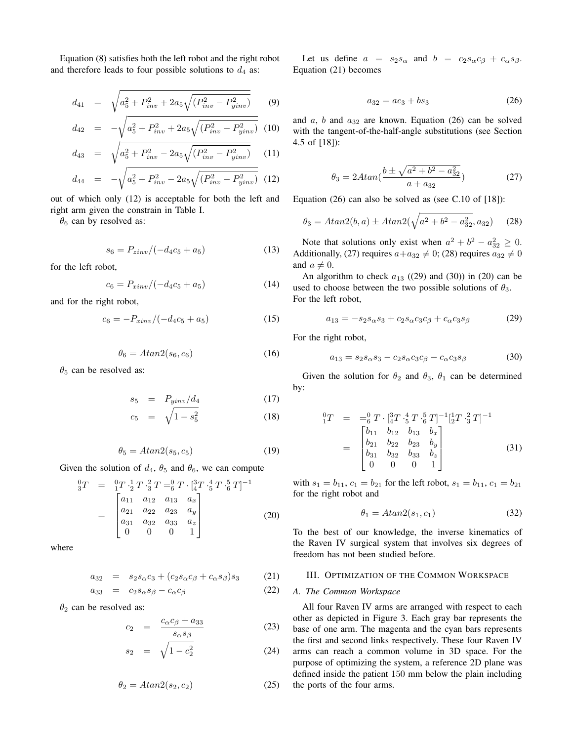Equation (8) satisfies both the left robot and the right robot and therefore leads to four possible solutions to $d_4$ as:

$$
\begin{aligned}
d_{41} &= \sqrt{a_5^2 + P_{inv}^2 + 2a_5\sqrt{(P_{inv}^2 - P_{yinv}^2)}} && (9)\\
d_{42} &= -\sqrt{a_5^2 + P_{inv}^2 + 2a_5\sqrt{(P_{inv}^2 - P_{yinv}^2)}} && (10)\\
d_{43} &= \sqrt{a_5^2 + P_{inv}^2 - 2a_5\sqrt{(P_{inv}^2 - P_{yinv}^2)}} && (11)\\
d_{44} &= -\sqrt{a_5^2 + P_{inv}^2 - 2a_5\sqrt{(P_{inv}^2 - P_{yinv}^2)}} && (12)
\end{aligned}
$$

out of which only (12) is acceptable for both the left and right arm given the constrain in Table I.

$\theta_6$ can by resolved as:

$$s_6 = P_{zinv}/(-d_4c_5 + a_5) \tag{13}$$

for the left robot,

$$c_6 = P_{xinv}/(-d_4c_5 + a_5) \tag{14}$$

and for the right robot,

$$c_6 = -P_{xinv}/(-d_4c_5 + a_5) \tag{15}$$

$$\theta_6 = Atan2(s_6, c_6) \tag{16}$$

$\theta_5$ can be resolved as:

$$
\begin{aligned}
s_5 &= P_{yinv}/d_4 && (17)\\
c_5 &= \sqrt{1 - s_5^2} && (18)
\end{aligned}
$$

$$\theta_5 = Atan2(s_5, c_5) \tag{19}$$

Given the solution of $d_4$, $\theta_5$ and $\theta_6$, we can compute

$$
{}^0_3T = {}^0_1T \cdot {}^1_2T \cdot {}^2_3T = {}^0_6T \cdot [{}^3_4T \cdot {}^4_5T \cdot {}^5_6T]^{-1} = \begin{bmatrix} a_{11} & a_{12} & a_{13} & a_x \\ a_{21} & a_{22} & a_{23} & a_y \\ a_{31} & a_{32} & a_{33} & a_z \\ 0 & 0 & 0 & 1 \end{bmatrix} \tag{20}
$$

where

$$
\begin{aligned}
a_{32} &= s_2s_\alpha c_3 + (c_2s_\alpha c_\beta + c_\alpha s_\beta)s_3 && (21)\\
a_{33} &= c_2s_\alpha s_\beta - c_\alpha c_\beta && (22)
\end{aligned}
$$

$\theta_2$ can be resolved as:

$$
\begin{aligned}
c_2 &= \frac{c_\alpha c_\beta + a_{33}}{s_\alpha s_\beta} && (23)\\
s_2 &= \sqrt{1 - c_2^2} && (24)
\end{aligned}
$$

$$\theta_2 = Atan2(s_2, c_2) \tag{25}$$

Let us define $a = s_2s_\alpha$ and $b = c_2s_\alpha c_\beta + c_\alpha s_\beta$. Equation (21) becomes

$$a_{32} = ac_3 + bs_3 \tag{26}$$

and $a$, $b$ and $a_{32}$ are known. Equation (26) can be solved with the tangent-of-the-half-angle substitutions (see Section 4.5 of [18]):

$$\theta_3 = 2Atan(\frac{b \pm \sqrt{a^2 + b^2 - a_{32}^2}}{a + a_{32}}) \tag{27}$$

Equation (26) can also be solved as (see C.10 of [18]):

$$\theta_3 = Atan2(b, a) \pm Atan2(\sqrt{a^2 + b^2 - a_{32}^2}, a_{32}) \tag{28}$$

Note that solutions only exist when $a^2 + b^2 - a_{32}^2 \geq 0$. Additionally, (27) requires $a + a_{32} \neq 0$; (28) requires $a_{32} \neq 0$ and $a \neq 0$.

An algorithm to check $a_{13}$ ((29) and (30)) in (20) can be used to choose between the two possible solutions of $\theta_3$. For the left robot,

$$a_{13} = -s_2s_\alpha s_3 + c_2s_\alpha c_3c_\beta + c_\alpha c_3s_\beta \tag{29}$$

For the right robot,

$$a_{13} = s_2s_\alpha s_3 - c_2s_\alpha c_3c_\beta - c_\alpha c_3s_\beta \tag{30}$$

Given the solution for $\theta_2$ and $\theta_3$, $\theta_1$ can be determined by:

$$
{}^0_1T = {}^0_6T \cdot [{}^3_4T \cdot {}^4_5T \cdot {}^5_6T]^{-1}[{}^1_2T \cdot {}^2_3T]^{-1} = \begin{bmatrix} b_{11} & b_{12} & b_{13} & b_x \\ b_{21} & b_{22} & b_{23} & b_y \\ b_{31} & b_{32} & b_{33} & b_z \\ 0 & 0 & 0 & 1 \end{bmatrix} \tag{31}
$$

with $s_1 = b_{11}$, $c_1 = b_{21}$ for the left robot, $s_1 = b_{11}$, $c_1 = b_{21}$ for the right robot and

$$\theta_1 = Atan2(s_1, c_1) \tag{32}$$

To the best of our knowledge, the inverse kinematics of the Raven IV surgical system that involves six degrees of freedom has not been studied before.

## III. Optimization of the Common Workspace

### A. The Common Workspace

All four Raven IV arms are arranged with respect to each other as depicted in Figure 3. Each gray bar represents the base of one arm. The magenta and the cyan bars represents the first and second links respectively. These four Raven IV arms can reach a common volume in 3D space. For the purpose of optimizing the system, a reference 2D plane was defined inside the patient 150 mm below the plain including the ports of the four arms.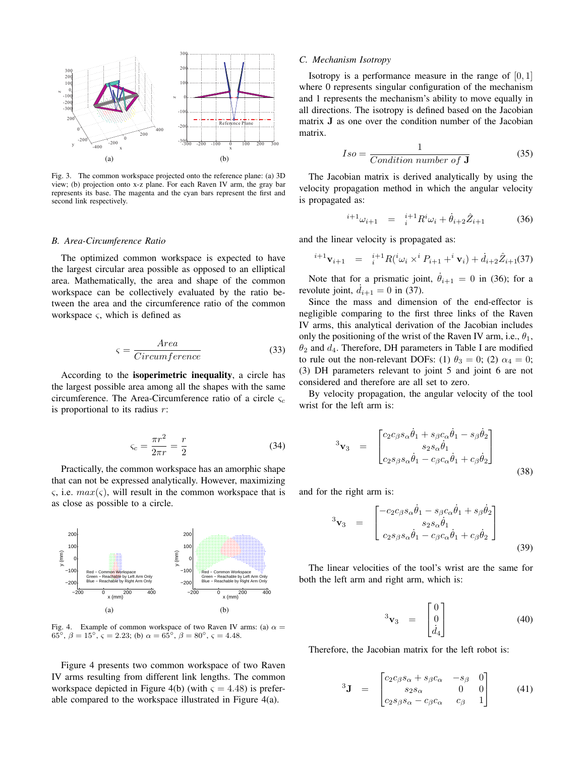Fig. 3. The common workspace projected onto the reference plane: (a) 3D view; (b) projection onto x-z plane. For each Raven IV arm, the gray bar represents its base. The magenta and the cyan bars represent the first and second link respectively.

### B. Area-Circumference Ratio

The optimized common workspace is expected to have the largest circular area possible as opposed to an elliptical area. Mathematically, the area and shape of the common workspace can be collectively evaluated by the ratio between the area and the circumference ratio of the common workspace $\varsigma$, which is defined as

$$\varsigma = \frac{Area}{Circumference} \tag{33}$$

According to the **isoperimetric inequality**, a circle has the largest possible area among all the shapes with the same circumference. The Area-Circumference ratio of a circle $\varsigma_c$ is proportional to its radius $r$:

$$\varsigma_c = \frac{\pi r^2}{2\pi r} = \frac{r}{2} \tag{34}$$

Practically, the common workspace has an amorphic shape that can not be expressed analytically. However, maximizing $\varsigma$, i.e. $max(\varsigma)$, will result in the common workspace that is as close as possible to a circle.

Fig. 4. Example of common workspace of two Raven IV arms: (a) $\alpha = 65^\circ$, $\beta = 15^\circ$, $\varsigma = 2.23$; (b) $\alpha = 65^\circ$, $\beta = 80^\circ$, $\varsigma = 4.48$.

Figure 4 presents two common workspace of two Raven IV arms resulting from different link lengths. The common workspace depicted in Figure 4(b) (with $\varsigma = 4.48$) is preferable compared to the workspace illustrated in Figure 4(a).

### C. Mechanism Isotropy

Isotropy is a performance measure in the range of $[0, 1]$ where 0 represents singular configuration of the mechanism and 1 represents the mechanism's ability to move equally in all directions. The isotropy is defined based on the Jacobian matrix $\mathbf{J}$ as one over the condition number of the Jacobian matrix.

$$Iso = \frac{1}{Condition\ number\ of\ \mathbf{J}} \tag{35}$$

The Jacobian matrix is derived analytically by using the velocity propagation method in which the angular velocity is propagated as:

$$^{i+1}\omega_{i+1} = {}^{i+1}_{i}R\,^{i}\omega_i + \dot{\theta}_{i+2}\hat{Z}_{i+1} \tag{36}$$

and the linear velocity is propagated as:

$$^{i+1}\mathbf{v}_{i+1} = {}^{i+1}_{i}R(^{i}\omega_i \times ^{i}P_{i+1} + ^{i}\mathbf{v}_i) + \dot{d}_{i+2}\hat{Z}_{i+1} \tag{37}$$

Note that for a prismatic joint, $\dot{\theta}_{i+1} = 0$ in (36); for a revolute joint, $\dot{d}_{i+1} = 0$ in (37).

Since the mass and dimension of the end-effector is negligible comparing to the first three links of the Raven IV arms, this analytical derivation of the Jacobian includes only the positioning of the wrist of the Raven IV arm, i.e., $\theta_1$, $\theta_2$ and $d_4$. Therefore, DH parameters in Table I are modified to rule out the non-relevant DOFs: (1) $\theta_3 = 0$; (2) $\alpha_4 = 0$; (3) DH parameters relevant to joint 5 and joint 6 are not considered and therefore are all set to zero.

By velocity propagation, the angular velocity of the tool wrist for the left arm is:

$$^{3}\mathbf{v}_3 = \begin{bmatrix} c_2 c_\beta s_\alpha \dot{\theta}_1 + s_\beta c_\alpha \dot{\theta}_1 - s_\beta \dot{\theta}_2 \\ s_2 s_\alpha \dot{\theta}_1 \\ c_2 s_\beta s_\alpha \dot{\theta}_1 - c_\beta c_\alpha \dot{\theta}_1 + c_\beta \dot{\theta}_2 \end{bmatrix} \tag{38}$$

and for the right arm is:

$$^{3}\mathbf{v}_3 = \begin{bmatrix} -c_2 c_\beta s_\alpha \dot{\theta}_1 - s_\beta c_\alpha \dot{\theta}_1 + s_\beta \dot{\theta}_2 \\ s_2 s_\alpha \dot{\theta}_1 \\ c_2 s_\beta s_\alpha \dot{\theta}_1 - c_\beta c_\alpha \dot{\theta}_1 + c_\beta \dot{\theta}_2 \end{bmatrix} \tag{39}$$

The linear velocities of the tool's wrist are the same for both the left arm and right arm, which is:

$$^{3}\mathbf{v}_3 = \begin{bmatrix} 0 \\ 0 \\ \dot{d}_4 \end{bmatrix} \tag{40}$$

Therefore, the Jacobian matrix for the left robot is:

$$^{3}\mathbf{J} = \begin{bmatrix} c_2 c_\beta s_\alpha + s_\beta c_\alpha & -s_\beta & 0 \\ s_2 s_\alpha & 0 & 0 \\ c_2 s_\beta s_\alpha - c_\beta c_\alpha & c_\beta & 1 \end{bmatrix} \tag{41}$$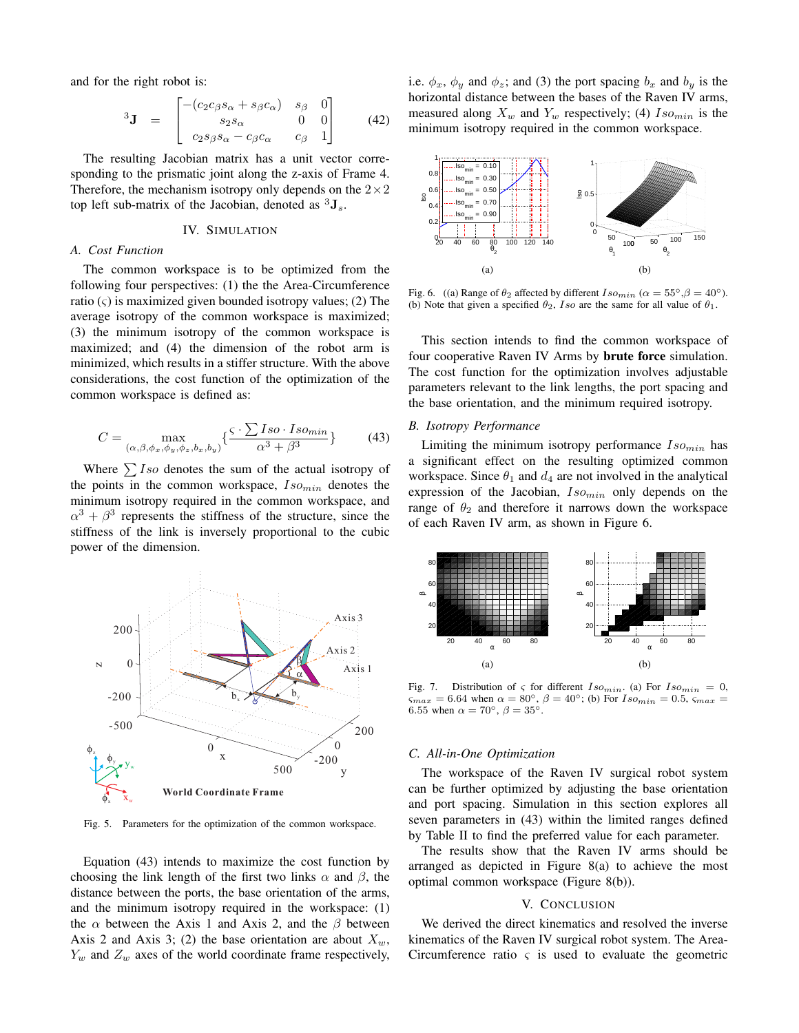and for the right robot is:

$$
{}^{3}\mathbf{J} = \begin{bmatrix} -(c_2 c_\beta s_\alpha + s_\beta c_\alpha) & s_\beta & 0 \\ s_2 s_\alpha & 0 & 0 \\ c_2 s_\beta s_\alpha - c_\beta c_\alpha & c_\beta & 1 \end{bmatrix} \tag{42}
$$

The resulting Jacobian matrix has a unit vector corresponding to the prismatic joint along the z-axis of Frame 4. Therefore, the mechanism isotropy only depends on the $2 \times 2$ top left sub-matrix of the Jacobian, denoted as ${}^{3}\mathbf{J}_s$.

## IV. Simulation

### A. Cost Function

The common workspace is to be optimized from the following four perspectives: (1) the the Area-Circumference ratio ($\varsigma$) is maximized given bounded isotropy values; (2) The average isotropy of the common workspace is maximized; (3) the minimum isotropy of the common workspace is maximized; and (4) the dimension of the robot arm is minimized, which results in a stiffer structure. With the above considerations, the cost function of the optimization of the common workspace is defined as:

$$
C = \max_{(\alpha,\beta,\phi_x,\phi_y,\phi_z,b_x,b_y)} \left\{ \frac{\varsigma \cdot \sum Iso \cdot Iso_{min}}{\alpha^3 + \beta^3} \right\} \tag{43}
$$

Where $\sum Iso$ denotes the sum of the actual isotropy of the points in the common workspace, $Iso_{min}$ denotes the minimum isotropy required in the common workspace, and $\alpha^3 + \beta^3$ represents the stiffness of the structure, since the stiffness of the link is inversely proportional to the cubic power of the dimension.

Fig. 5. Parameters for the optimization of the common workspace.

Equation (43) intends to maximize the cost function by choosing the link length of the first two links $\alpha$ and $\beta$, the distance between the ports, the base orientation of the arms, and the minimum isotropy required in the workspace: (1) the $\alpha$ between the Axis 1 and Axis 2, and the $\beta$ between Axis 2 and Axis 3; (2) the base orientation are about $X_w$, $Y_w$ and $Z_w$ axes of the world coordinate frame respectively, i.e. $\phi_x$, $\phi_y$ and $\phi_z$; and (3) the port spacing $b_x$ and $b_y$ is the horizontal distance between the bases of the Raven IV arms, measured along $X_w$ and $Y_w$ respectively; (4) $Iso_{min}$ is the minimum isotropy required in the common workspace.

Fig. 6. ((a) Range of $\theta_2$ affected by different $Iso_{min}$ ($\alpha = 55°$, $\beta = 40°$). (b) Note that given a specified $\theta_2$, $Iso$ are the same for all value of $\theta_1$.

This section intends to find the common workspace of four cooperative Raven IV Arms by **brute force** simulation. The cost function for the optimization involves adjustable parameters relevant to the link lengths, the port spacing and the base orientation, and the minimum required isotropy.

### B. Isotropy Performance

Limiting the minimum isotropy performance $Iso_{min}$ has a significant effect on the resulting optimized common workspace. Since $\theta_1$ and $d_4$ are not involved in the analytical expression of the Jacobian, $Iso_{min}$ only depends on the range of $\theta_2$ and therefore it narrows down the workspace of each Raven IV arm, as shown in Figure 6.

Fig. 7. Distribution of $\varsigma$ for different $Iso_{min}$. (a) For $Iso_{min} = 0$, $\varsigma_{max} = 6.64$ when $\alpha = 80°$, $\beta = 40°$; (b) For $Iso_{min} = 0.5$, $\varsigma_{max} = 6.55$ when $\alpha = 70°$, $\beta = 35°$.

### C. All-in-One Optimization

The workspace of the Raven IV surgical robot system can be further optimized by adjusting the base orientation and port spacing. Simulation in this section explores all seven parameters in (43) within the limited ranges defined by Table II to find the preferred value for each parameter.

The results show that the Raven IV arms should be arranged as depicted in Figure 8(a) to achieve the most optimal common workspace (Figure 8(b)).

## V. Conclusion

We derived the direct kinematics and resolved the inverse kinematics of the Raven IV surgical robot system. The Area-Circumference ratio $\varsigma$ is used to evaluate the geometric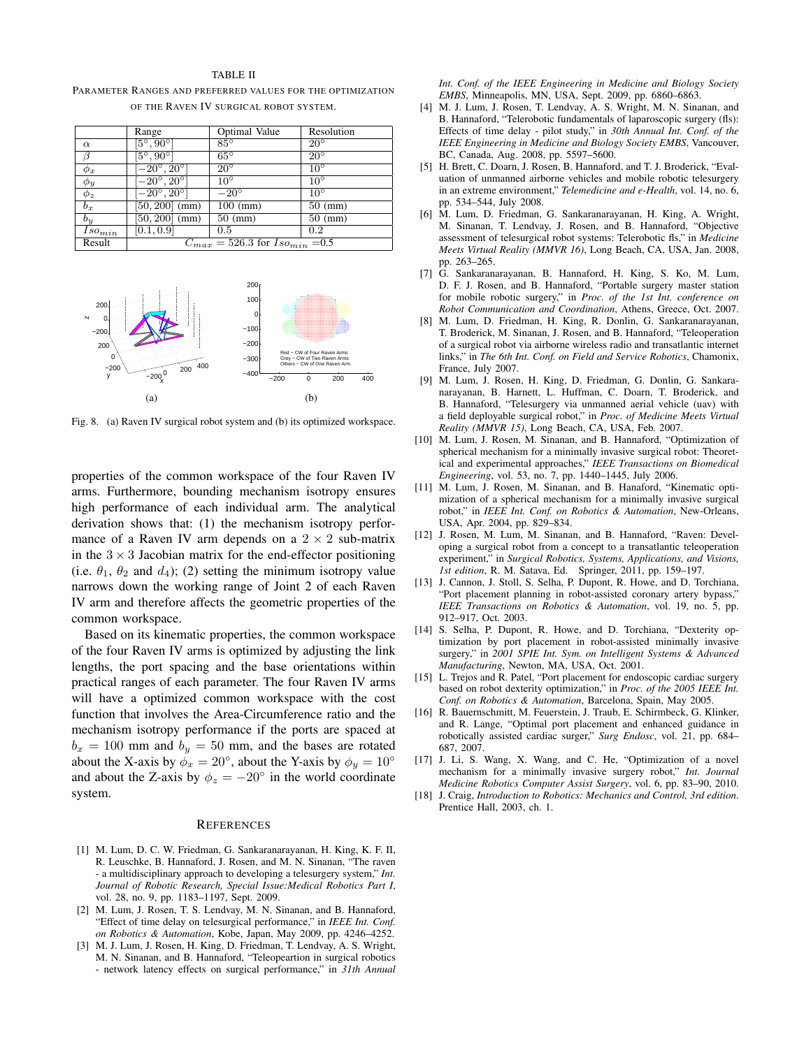TABLE II

PARAMETER RANGES AND PREFERRED VALUES FOR THE OPTIMIZATION OF THE RAVEN IV SURGICAL ROBOT SYSTEM.

| | Range | Optimal Value | Resolution |
|---|---|---|---|
| $\alpha$ | $[5^\circ, 90^\circ]$ | $85^\circ$ | $20^\circ$ |
| $\beta$ | $[5^\circ, 90^\circ]$ | $65^\circ$ | $20^\circ$ |
| $\phi_x$ | $[-20^\circ, 20^\circ]$ | $20^\circ$ | $10^\circ$ |
| $\phi_y$ | $[-20^\circ, 20^\circ]$ | $10^\circ$ | $10^\circ$ |
| $\phi_z$ | $[-20^\circ, 20^\circ]$ | $-20^\circ$ | $10^\circ$ |
| $b_x$ | $[50, 200]$ (mm) | 100 (mm) | 50 (mm) |
| $b_y$ | $[50, 200]$ (mm) | 50 (mm) | 50 (mm) |
| $Iso_{min}$ | $[0.1, 0.9]$ | 0.5 | 0.2 |
| Result | $C_{max} = 526.3$ for $Iso_{min} = 0.5$ | | |

Red – CW of Four Raven Arms
Grey – CW of Two Raven Arms
Others – CW of One Raven Arm

(a) (b)

Fig. 8. (a) Raven IV surgical robot system and (b) its optimized workspace.

properties of the common workspace of the four Raven IV arms. Furthermore, bounding mechanism isotropy ensures high performance of each individual arm. The analytical derivation shows that: (1) the mechanism isotropy performance of a Raven IV arm depends on a $2 \times 2$ sub-matrix in the $3 \times 3$ Jacobian matrix for the end-effector positioning (i.e. $\theta_1$, $\theta_2$ and $d_4$); (2) setting the minimum isotropy value narrows down the working range of Joint 2 of each Raven IV arm and therefore affects the geometric properties of the common workspace.

Based on its kinematic properties, the common workspace of the four Raven IV arms is optimized by adjusting the link lengths, the port spacing and the base orientations within practical ranges of each parameter. The four Raven IV arms will have a optimized common workspace with the cost function that involves the Area-Circumference ratio and the mechanism isotropy performance if the ports are spaced at $b_x = 100$ mm and $b_y = 50$ mm, and the bases are rotated about the X-axis by $\phi_x = 20^\circ$, about the Y-axis by $\phi_y = 10^\circ$ and about the Z-axis by $\phi_z = -20^\circ$ in the world coordinate system.

## REFERENCES

[1] M. Lum, D. C. W. Friedman, G. Sankaranarayanan, H. King, K. F. II, R. Leuschke, B. Hannaford, J. Rosen, and M. N. Sinanan, "The raven - a multidisciplinary approach to developing a telesurgery system," *Int. Journal of Robotic Research, Special Issue:Medical Robotics Part I*, vol. 28, no. 9, pp. 1183–1197, Sept. 2009.

[2] M. Lum, J. Rosen, T. S. Lendvay, M. N. Sinanan, and B. Hannaford, "Effect of time delay on telesurgical performance," in *IEEE Int. Conf. on Robotics & Automation*, Kobe, Japan, May 2009, pp. 4246–4252.

[3] M. J. Lum, J. Rosen, H. King, D. Friedman, T. Lendvay, A. S. Wright, M. N. Sinanan, and B. Hannaford, "Teleopeartion in surgical robotics - network latency effects on surgical performance," in *31th Annual Int. Conf. of the IEEE Engineering in Medicine and Biology Society EMBS*, Minneapolis, MN, USA, Sept. 2009, pp. 6860–6863.

[4] M. J. Lum, J. Rosen, T. Lendvay, A. S. Wright, M. N. Sinanan, and B. Hannaford, "Telerobotic fundamentals of laparoscopic surgery (fls): Effects of time delay - pilot study," in *30th Annual Int. Conf. of the IEEE Engineering in Medicine and Biology Society EMBS*, Vancouver, BC, Canada, Aug. 2008, pp. 5597–5600.

[5] H. Brett, C. Doarn, J. Rosen, B. Hannaford, and T. J. Broderick, "Evaluation of unmanned airborne vehicles and mobile robotic telesurgery in an extreme environment," *Telemedicine and e-Health*, vol. 14, no. 6, pp. 534–544, July 2008.

[6] M. Lum, D. Friedman, G. Sankaranarayanan, H. King, A. Wright, M. Sinanan, T. Lendvay, J. Rosen, and B. Hannaford, "Objective assessment of telesurgical robot systems: Telerobotic fls," in *Medicine Meets Virtual Reality (MMVR 16)*, Long Beach, CA, USA, Jan. 2008, pp. 263–265.

[7] G. Sankaranarayanan, B. Hannaford, H. King, S. Ko, M. Lum, D. F. J. Rosen, and B. Hannaford, "Portable surgery master station for mobile robotic surgery," in *Proc. of the 1st Int. conference on Robot Communication and Coordination*, Athens, Greece, Oct. 2007.

[8] M. Lum, D. Friedman, H. King, R. Donlin, G. Sankaranarayanan, T. Broderick, M. Sinanan, J. Rosen, and B. Hannaford, "Teleoperation of a surgical robot via airborne wireless radio and transatlantic internet links," in *The 6th Int. Conf. on Field and Service Robotics*, Chamonix, France, July 2007.

[9] M. Lum, J. Rosen, H. King, D. Friedman, G. Donlin, G. Sankaranarayanan, B. Harnett, L. Huffman, C. Doarn, T. Broderick, and B. Hannaford, "Telesurgery via unmanned aerial vehicle (uav) with a field deployable surgical robot," in *Proc. of Medicine Meets Virtual Reality (MMVR 15)*, Long Beach, CA, USA, Feb. 2007.

[10] M. Lum, J. Rosen, M. Sinanan, and B. Hannaford, "Optimization of spherical mechanism for a minimally invasive surgical robot: Theoretical and experimental approaches," *IEEE Transactions on Biomedical Engineering*, vol. 53, no. 7, pp. 1440–1445, July 2006.

[11] M. Lum, J. Rosen, M. Sinanan, and B. Hanaford, "Kinematic optimization of a spherical mechanism for a minimally invasive surgical robot," in *IEEE Int. Conf. on Robotics & Automation*, New-Orleans, USA, Apr. 2004, pp. 829–834.

[12] J. Rosen, M. Lum, M. Sinanan, and B. Hannaford, "Raven: Developing a surgical robot from a concept to a transatlantic teleoperation experiment," in *Surgical Robotics, Systems, Applications, and Visions, 1st edition*, R. M. Satava, Ed. Springer, 2011, pp. 159–197.

[13] J. Cannon, J. Stoll, S. Selha, P. Dupont, R. Howe, and D. Torchiana, "Port placement planning in robot-assisted coronary artery bypass," *IEEE Transactions on Robotics & Automation*, vol. 19, no. 5, pp. 912–917, Oct. 2003.

[14] S. Selha, P. Dupont, R. Howe, and D. Torchiana, "Dexterity optimization by port placement in robot-assisted minimally invasive surgery," in *2001 SPIE Int. Sym. on Intelligent Systems & Advanced Manufacturing*, Newton, MA, USA, Oct. 2001.

[15] L. Trejos and R. Patel, "Port placement for endoscopic cardiac surgery based on robot dexterity optimization," in *Proc. of the 2005 IEEE Int. Conf. on Robotics & Automation*, Barcelona, Spain, May 2005.

[16] R. Bauernschmitt, M. Feuerstein, J. Traub, E. Schirmbeck, G. Klinker, and R. Lange, "Optimal port placement and enhanced guidance in robotically assisted cardiac surger," *Surg Endosc*, vol. 21, pp. 684–687, 2007.

[17] J. Li, S. Wang, X. Wang, and C. He, "Optimization of a novel mechanism for a minimally invasive surgery robot," *Int. Journal Medicine Robotics Computer Assist Surgery*, vol. 6, pp. 83–90, 2010.

[18] J. Craig, *Introduction to Robotics: Mechanics and Control, 3rd edition*. Prentice Hall, 2003, ch. 1.